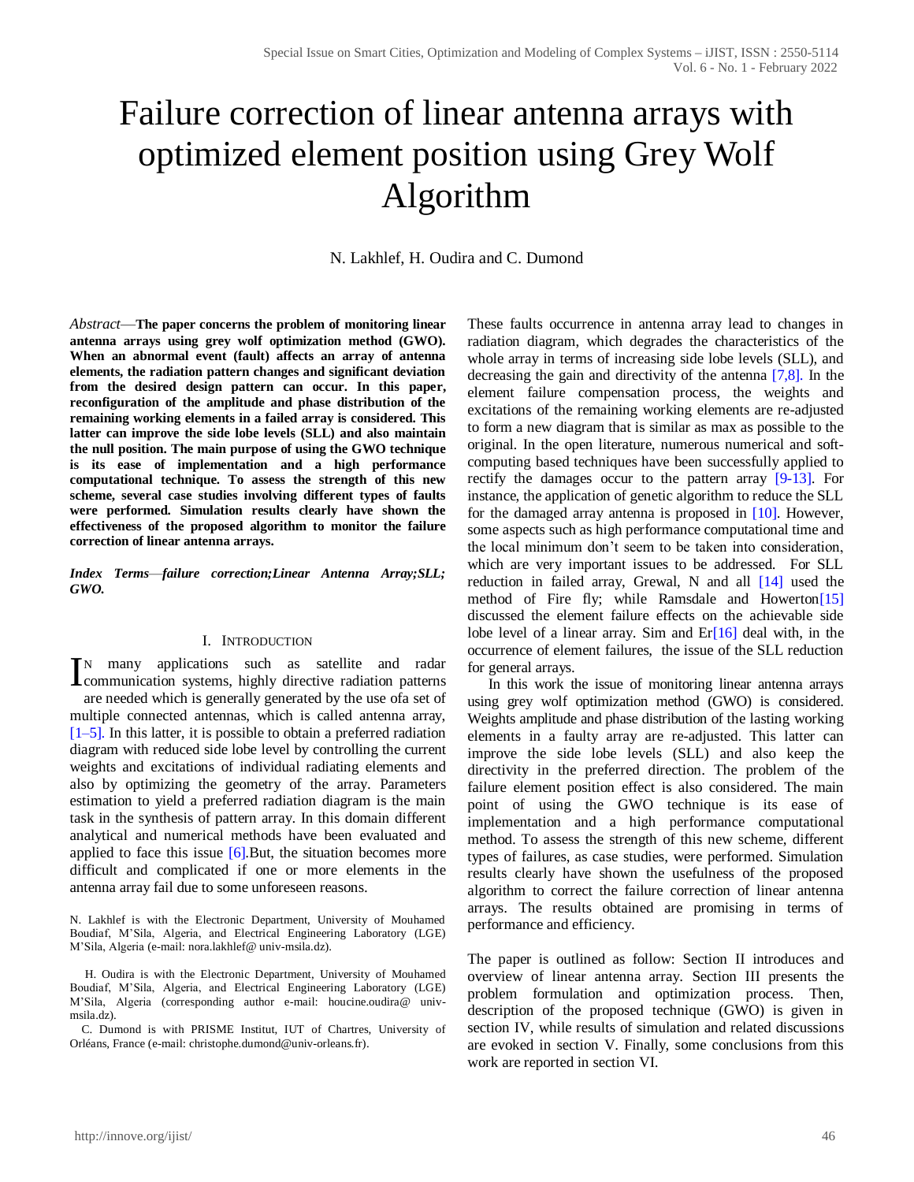# Failure correction of linear antenna arrays with optimized element position using Grey Wolf Algorithm

N. Lakhlef, H. Oudira and C. Dumond

*Abstract*—**The paper concerns the problem of monitoring linear antenna arrays using grey wolf optimization method (GWO). When an abnormal event (fault) affects an array of antenna elements, the radiation pattern changes and significant deviation from the desired design pattern can occur. In this paper, reconfiguration of the amplitude and phase distribution of the remaining working elements in a failed array is considered. This latter can improve the side lobe levels (SLL) and also maintain the null position. The main purpose of using the GWO technique is its ease of implementation and a high performance computational technique. To assess the strength of this new scheme, several case studies involving different types of faults were performed. Simulation results clearly have shown the effectiveness of the proposed algorithm to monitor the failure correction of linear antenna arrays.**

***Index Terms*—*failure correction;Linear Antenna Array;SLL; GWO.***

## I. Introduction

In many applications such as satellite and radar communication systems, highly directive radiation patterns are needed which is generally generated by the use ofa set of multiple connected antennas, which is called antenna array, [1–5]. In this latter, it is possible to obtain a preferred radiation diagram with reduced side lobe level by controlling the current weights and excitations of individual radiating elements and also by optimizing the geometry of the array. Parameters estimation to yield a preferred radiation diagram is the main task in the synthesis of pattern array. In this domain different analytical and numerical methods have been evaluated and applied to face this issue [6].But, the situation becomes more difficult and complicated if one or more elements in the antenna array fail due to some unforeseen reasons.

N. Lakhlef is with the Electronic Department, University of Mouhamed Boudiaf, M'Sila, Algeria, and Electrical Engineering Laboratory (LGE) M'Sila, Algeria (e-mail: nora.lakhlef@ univ-msila.dz).

H. Oudira is with the Electronic Department, University of Mouhamed Boudiaf, M'Sila, Algeria, and Electrical Engineering Laboratory (LGE) M'Sila, Algeria (corresponding author e-mail: houcine.oudira@ univ-msila.dz).

C. Dumond is with PRISME Institut, IUT of Chartres, University of Orléans, France (e-mail: christophe.dumond@univ-orleans.fr).

These faults occurrence in antenna array lead to changes in radiation diagram, which degrades the characteristics of the whole array in terms of increasing side lobe levels (SLL), and decreasing the gain and directivity of the antenna [7,8]. In the element failure compensation process, the weights and excitations of the remaining working elements are re-adjusted to form a new diagram that is similar as max as possible to the original. In the open literature, numerous numerical and soft-computing based techniques have been successfully applied to rectify the damages occur to the pattern array [9-13]. For instance, the application of genetic algorithm to reduce the SLL for the damaged array antenna is proposed in [10]. However, some aspects such as high performance computational time and the local minimum don't seem to be taken into consideration, which are very important issues to be addressed. For SLL reduction in failed array, Grewal, N and all [14] used the method of Fire fly; while Ramsdale and Howerton[15] discussed the element failure effects on the achievable side lobe level of a linear array. Sim and Er[16] deal with, in the occurrence of element failures, the issue of the SLL reduction for general arrays.

In this work the issue of monitoring linear antenna arrays using grey wolf optimization method (GWO) is considered. Weights amplitude and phase distribution of the lasting working elements in a faulty array are re-adjusted. This latter can improve the side lobe levels (SLL) and also keep the directivity in the preferred direction. The problem of the failure element position effect is also considered. The main point of using the GWO technique is its ease of implementation and a high performance computational method. To assess the strength of this new scheme, different types of failures, as case studies, were performed. Simulation results clearly have shown the usefulness of the proposed algorithm to correct the failure correction of linear antenna arrays. The results obtained are promising in terms of performance and efficiency.

The paper is outlined as follow: Section II introduces and overview of linear antenna array. Section III presents the problem formulation and optimization process. Then, description of the proposed technique (GWO) is given in section IV, while results of simulation and related discussions are evoked in section V. Finally, some conclusions from this work are reported in section VI.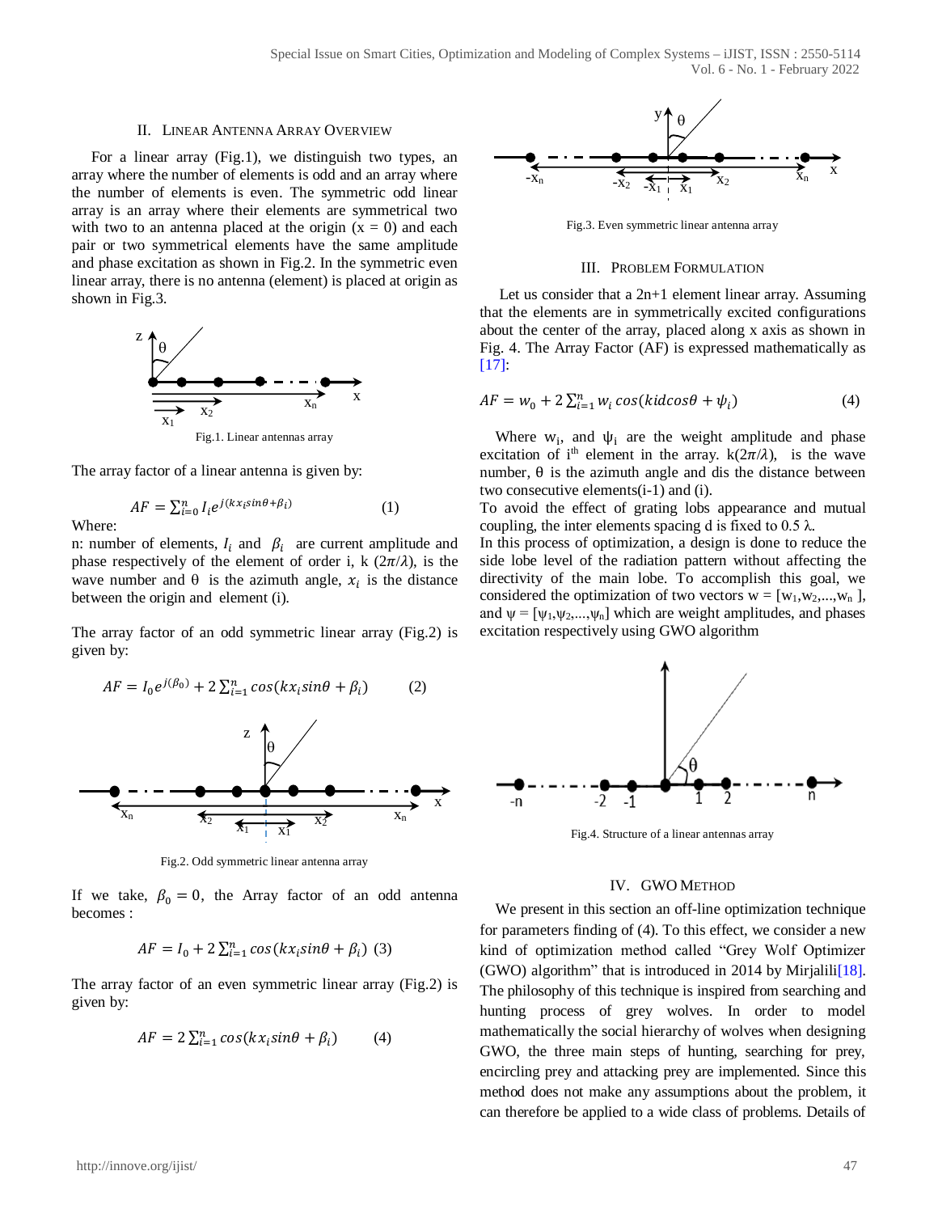## II. Linear Antenna Array Overview

For a linear array (Fig.1), we distinguish two types, an array where the number of elements is odd and an array where the number of elements is even. The symmetric odd linear array is an array where their elements are symmetrical two with two to an antenna placed at the origin (x = 0) and each pair or two symmetrical elements have the same amplitude and phase excitation as shown in Fig.2. In the symmetric even linear array, there is no antenna (element) is placed at origin as shown in Fig.3.

Fig.1. Linear antennas array

The array factor of a linear antenna is given by:

$$AF = \sum_{i=0}^{n} I_i e^{j(kx_i sin\theta + \beta_i)} \qquad (1)$$

Where:

n: number of elements, $I_i$ and $\beta_i$ are current amplitude and phase respectively of the element of order i, k $(2\pi/\lambda)$, is the wave number and θ is the azimuth angle, $x_i$ is the distance between the origin and element (i).

The array factor of an odd symmetric linear array (Fig.2) is given by:

$$AF = I_0 e^{j(\beta_0)} + 2\sum_{i=1}^{n} cos(kx_i sin\theta + \beta_i) \qquad (2)$$

Fig.2. Odd symmetric linear antenna array

If we take, $\beta_0 = 0$, the Array factor of an odd antenna becomes :

$$AF = I_0 + 2\sum_{i=1}^{n} cos(kx_i sin\theta + \beta_i) \quad (3)$$

The array factor of an even symmetric linear array (Fig.2) is given by:

$$AF = 2\sum_{i=1}^{n} cos(kx_i sin\theta + \beta_i) \qquad (4)$$

Fig.3. Even symmetric linear antenna array

## III. Problem Formulation

Let us consider that a 2n+1 element linear array. Assuming that the elements are in symmetrically excited configurations about the center of the array, placed along x axis as shown in Fig. 4. The Array Factor (AF) is expressed mathematically as [17]:

$$AF = w_0 + 2\sum_{i=1}^{n} w_i \, cos(kidcos\theta + \psi_i) \qquad (4)$$

Where $w_i$, and $\psi_i$ are the weight amplitude and phase excitation of i[th] element in the array. k$(2\pi/\lambda)$, is the wave number, θ is the azimuth angle and dis the distance between two consecutive elements(i-1) and (i).

To avoid the effect of grating lobs appearance and mutual coupling, the inter elements spacing d is fixed to 0.5 λ.

In this process of optimization, a design is done to reduce the side lobe level of the radiation pattern without affecting the directivity of the main lobe. To accomplish this goal, we considered the optimization of two vectors w = [$w_1$,$w_2$,...,$w_n$ ], and ψ = [$\psi_1$,$\psi_2$,...,$\psi_n$] which are weight amplitudes, and phases excitation respectively using GWO algorithm

Fig.4. Structure of a linear antennas array

## IV. GWO Method

We present in this section an off-line optimization technique for parameters finding of (4). To this effect, we consider a new kind of optimization method called "Grey Wolf Optimizer (GWO) algorithm" that is introduced in 2014 by Mirjalili[18]. The philosophy of this technique is inspired from searching and hunting process of grey wolves. In order to model mathematically the social hierarchy of wolves when designing GWO, the three main steps of hunting, searching for prey, encircling prey and attacking prey are implemented. Since this method does not make any assumptions about the problem, it can therefore be applied to a wide class of problems. Details of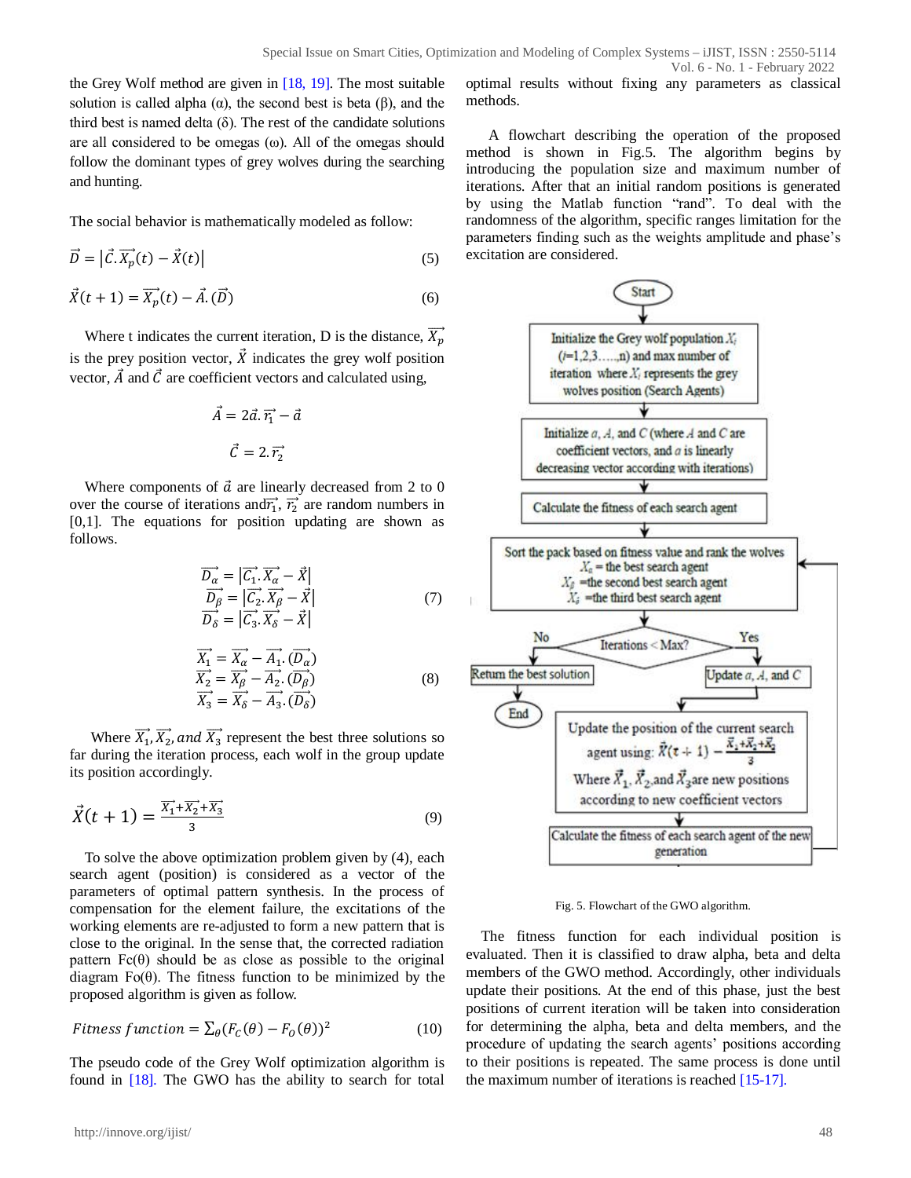the Grey Wolf method are given in [18, 19]. The most suitable solution is called alpha (α), the second best is beta (β), and the third best is named delta (δ). The rest of the candidate solutions are all considered to be omegas (ω). All of the omegas should follow the dominant types of grey wolves during the searching and hunting.

The social behavior is mathematically modeled as follow:

$$\vec{D} = \left|\vec{C}.\vec{X_p}(t) - \vec{X}(t)\right| \tag{5}$$

$$\vec{X}(t+1) = \vec{X_p}(t) - \vec{A}.(\vec{D}) \tag{6}$$

Where t indicates the current iteration, D is the distance, $\vec{X_p}$ is the prey position vector, $\vec{X}$ indicates the grey wolf position vector, $\vec{A}$ and $\vec{C}$ are coefficient vectors and calculated using,

$$\vec{A} = 2\vec{a}.\vec{r_1} - \vec{a}$$

$$\vec{C} = 2.\vec{r_2}$$

Where components of $\vec{a}$ are linearly decreased from 2 to 0 over the course of iterations and $\vec{r_1}$, $\vec{r_2}$ are random numbers in [0,1]. The equations for position updating are shown as follows.

$$\begin{aligned} \vec{D_\alpha} &= \left|\vec{C_1}.\vec{X_\alpha} - \vec{X}\right| \\ \vec{D_\beta} &= \left|\vec{C_2}.\vec{X_\beta} - \vec{X}\right| \\ \vec{D_\delta} &= \left|\vec{C_3}.\vec{X_\delta} - \vec{X}\right| \end{aligned} \tag{7}$$

$$\begin{aligned} \vec{X_1} &= \vec{X_\alpha} - \vec{A_1}.(\vec{D_\alpha}) \\ \vec{X_2} &= \vec{X_\beta} - \vec{A_2}.(\vec{D_\beta}) \\ \vec{X_3} &= \vec{X_\delta} - \vec{A_3}.(\vec{D_\delta}) \end{aligned} \tag{8}$$

Where $\vec{X_1}, \vec{X_2}, and\ \vec{X_3}$ represent the best three solutions so far during the iteration process, each wolf in the group update its position accordingly.

$$\vec{X}(t+1) = \frac{\vec{X_1}+\vec{X_2}+\vec{X_3}}{3} \tag{9}$$

To solve the above optimization problem given by (4), each search agent (position) is considered as a vector of the parameters of optimal pattern synthesis. In the process of compensation for the element failure, the excitations of the working elements are re-adjusted to form a new pattern that is close to the original. In the sense that, the corrected radiation pattern Fc(θ) should be as close as possible to the original diagram Fo(θ). The fitness function to be minimized by the proposed algorithm is given as follow.

$$Fitness\ function = \sum_\theta (F_C(\theta) - F_O(\theta))^2 \tag{10}$$

The pseudo code of the Grey Wolf optimization algorithm is found in [18]. The GWO has the ability to search for total optimal results without fixing any parameters as classical methods.

A flowchart describing the operation of the proposed method is shown in Fig.5. The algorithm begins by introducing the population size and maximum number of iterations. After that an initial random positions is generated by using the Matlab function "rand". To deal with the randomness of the algorithm, specific ranges limitation for the parameters finding such as the weights amplitude and phase's excitation are considered.

Start → Initialize the Grey wolf population $X_i$ ($i$=1,2,3…..,n) and max number of iteration where $X_i$ represents the grey wolves position (Search Agents) → Initialize $a$, $A$, and $C$ (where $A$ and $C$ are coefficient vectors, and $a$ is linearly decreasing vector according with iterations) → Calculate the fitness of each search agent → Sort the pack based on fitness value and rank the wolves: $X_\alpha$ = the best search agent; $X_\beta$ = the second best search agent; $X_\delta$ = the third best search agent → Iterations < Max? — No: Return the best solution → End; Yes: Update $a$, $A$, and $C$ → Update the position of the current search agent using: $\vec{X}(t+1) = \frac{\vec{X_1}+\vec{X_2}+\vec{X_3}}{3}$ Where $\vec{X_1}$, $\vec{X_2}$ and $\vec{X_3}$ are new positions according to new coefficient vectors → Calculate the fitness of each search agent of the new generation → (back to Sort the pack)

Fig. 5. Flowchart of the GWO algorithm.

The fitness function for each individual position is evaluated. Then it is classified to draw alpha, beta and delta members of the GWO method. Accordingly, other individuals update their positions. At the end of this phase, just the best positions of current iteration will be taken into consideration for determining the alpha, beta and delta members, and the procedure of updating the search agents' positions according to their positions is repeated. The same process is done until the maximum number of iterations is reached [15-17].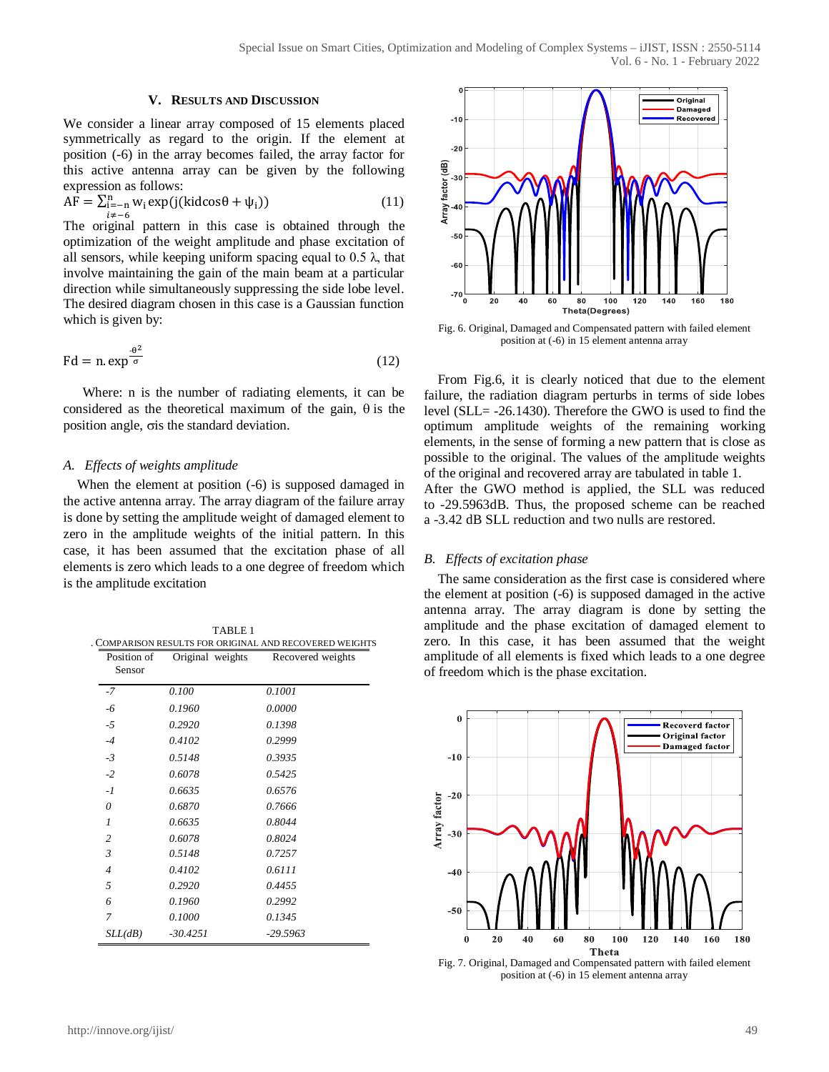## V. RESULTS AND DISCUSSION

We consider a linear array composed of 15 elements placed symmetrically as regard to the origin. If the element at position (-6) in the array becomes failed, the array factor for this active antenna array can be given by the following expression as follows:

$$\mathrm{AF} = \sum_{\substack{i=-n \\ i \neq -6}}^{n} w_i \exp(j(kid\cos\theta + \psi_i)) \tag{11}$$

The original pattern in this case is obtained through the optimization of the weight amplitude and phase excitation of all sensors, while keeping uniform spacing equal to 0.5 λ, that involve maintaining the gain of the main beam at a particular direction while simultaneously suppressing the side lobe level. The desired diagram chosen in this case is a Gaussian function which is given by:

$$\mathrm{Fd} = n.\exp^{\frac{-\theta^2}{\sigma}} \tag{12}$$

Where: n is the number of radiating elements, it can be considered as the theoretical maximum of the gain, θ is the position angle, σis the standard deviation.

### A. Effects of weights amplitude

When the element at position (-6) is supposed damaged in the active antenna array. The array diagram of the failure array is done by setting the amplitude weight of damaged element to zero in the amplitude weights of the initial pattern. In this case, it has been assumed that the excitation phase of all elements is zero which leads to a one degree of freedom which is the amplitude excitation

TABLE 1
. COMPARISON RESULTS FOR ORIGINAL AND RECOVERED WEIGHTS

| Position of Sensor | Original weights | Recovered weights |
|---|---|---|
| -7 | 0.100 | 0.1001 |
| -6 | 0.1960 | 0.0000 |
| -5 | 0.2920 | 0.1398 |
| -4 | 0.4102 | 0.2999 |
| -3 | 0.5148 | 0.3935 |
| -2 | 0.6078 | 0.5425 |
| -1 | 0.6635 | 0.6576 |
| 0 | 0.6870 | 0.7666 |
| 1 | 0.6635 | 0.8044 |
| 2 | 0.6078 | 0.8024 |
| 3 | 0.5148 | 0.7257 |
| 4 | 0.4102 | 0.6111 |
| 5 | 0.2920 | 0.4455 |
| 6 | 0.1960 | 0.2992 |
| 7 | 0.1000 | 0.1345 |
| SLL(dB) | -30.4251 | -29.5963 |

Fig. 6. Original, Damaged and Compensated pattern with failed element position at (-6) in 15 element antenna array

From Fig.6, it is clearly noticed that due to the element failure, the radiation diagram perturbs in terms of side lobes level (SLL= -26.1430). Therefore the GWO is used to find the optimum amplitude weights of the remaining working elements, in the sense of forming a new pattern that is close as possible to the original. The values of the amplitude weights of the original and recovered array are tabulated in table 1.
After the GWO method is applied, the SLL was reduced to -29.5963dB. Thus, the proposed scheme can be reached a -3.42 dB SLL reduction and two nulls are restored.

### B. Effects of excitation phase

The same consideration as the first case is considered where the element at position (-6) is supposed damaged in the active antenna array. The array diagram is done by setting the amplitude and the phase excitation of damaged element to zero. In this case, it has been assumed that the weight amplitude of all elements is fixed which leads to a one degree of freedom which is the phase excitation.

Fig. 7. Original, Damaged and Compensated pattern with failed element position at (-6) in 15 element antenna array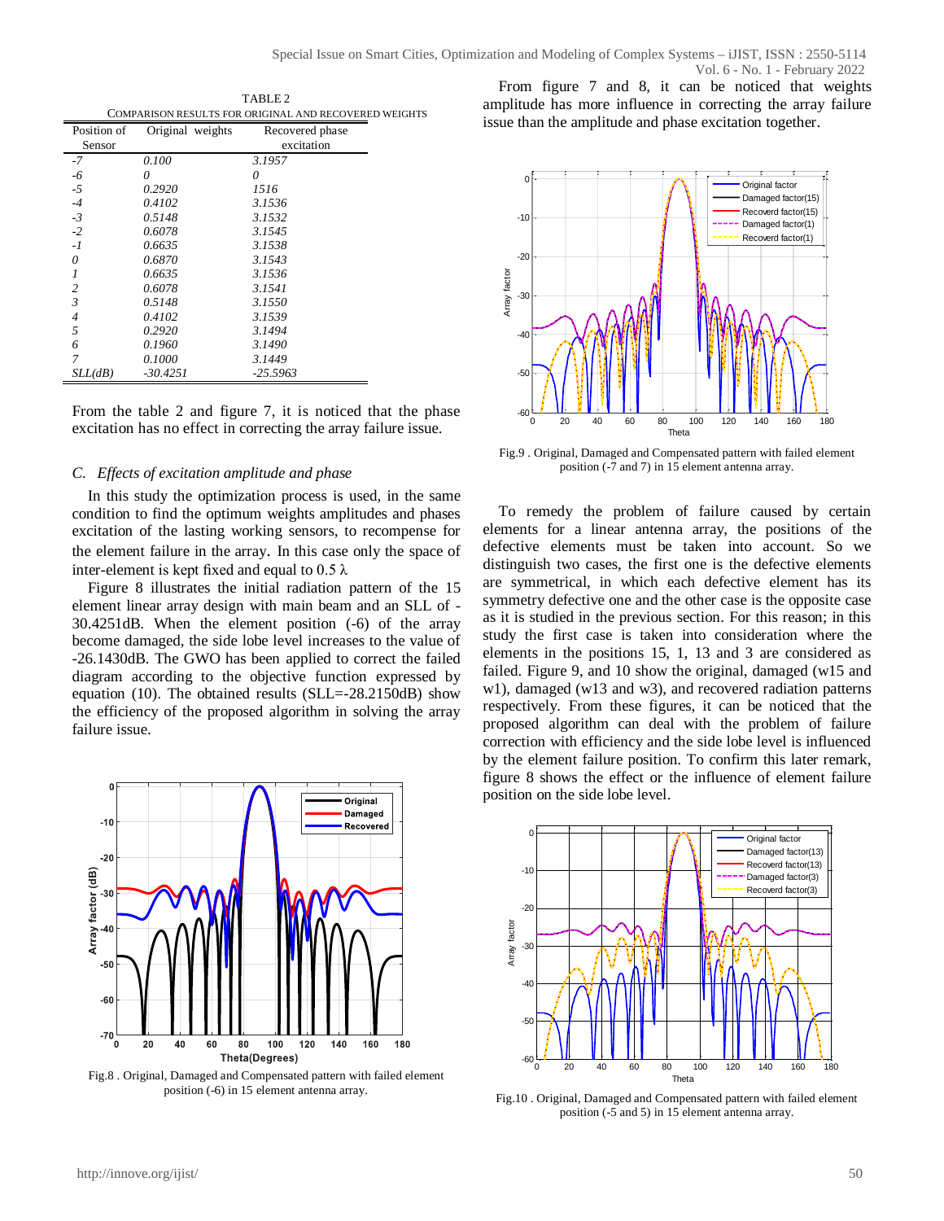TABLE 2
COMPARISON RESULTS FOR ORIGINAL AND RECOVERED WEIGHTS

| Position of Sensor | Original weights | Recovered phase excitation |
|---|---|---|
| -7 | 0.100 | 3.1957 |
| -6 | 0 | 0 |
| -5 | 0.2920 | 1516 |
| -4 | 0.4102 | 3.1536 |
| -3 | 0.5148 | 3.1532 |
| -2 | 0.6078 | 3.1545 |
| -1 | 0.6635 | 3.1538 |
| 0 | 0.6870 | 3.1543 |
| 1 | 0.6635 | 3.1536 |
| 2 | 0.6078 | 3.1541 |
| 3 | 0.5148 | 3.1550 |
| 4 | 0.4102 | 3.1539 |
| 5 | 0.2920 | 3.1494 |
| 6 | 0.1960 | 3.1490 |
| 7 | 0.1000 | 3.1449 |
| SLL(dB) | -30.4251 | -25.5963 |

From the table 2 and figure 7, it is noticed that the phase excitation has no effect in correcting the array failure issue.

### C. Effects of excitation amplitude and phase

In this study the optimization process is used, in the same condition to find the optimum weights amplitudes and phases excitation of the lasting working sensors, to recompense for the element failure in the array. In this case only the space of inter-element is kept fixed and equal to 0.5 λ.

Figure 8 illustrates the initial radiation pattern of the 15 element linear array design with main beam and an SLL of -30.4251dB. When the element position (-6) of the array become damaged, the side lobe level increases to the value of -26.1430dB. The GWO has been applied to correct the failed diagram according to the objective function expressed by equation (10). The obtained results (SLL=-28.2150dB) show the efficiency of the proposed algorithm in solving the array failure issue.

Fig.8 . Original, Damaged and Compensated pattern with failed element position (-6) in 15 element antenna array.

From figure 7 and 8, it can be noticed that weights amplitude has more influence in correcting the array failure issue than the amplitude and phase excitation together.

Fig.9 . Original, Damaged and Compensated pattern with failed element position (-7 and 7) in 15 element antenna array.

To remedy the problem of failure caused by certain elements for a linear antenna array, the positions of the defective elements must be taken into account. So we distinguish two cases, the first one is the defective elements are symmetrical, in which each defective element has its symmetry defective one and the other case is the opposite case as it is studied in the previous section. For this reason; in this study the first case is taken into consideration where the elements in the positions 15, 1, 13 and 3 are considered as failed. Figure 9, and 10 show the original, damaged (w15 and w1), damaged (w13 and w3), and recovered radiation patterns respectively. From these figures, it can be noticed that the proposed algorithm can deal with the problem of failure correction with efficiency and the side lobe level is influenced by the element failure position. To confirm this later remark, figure 8 shows the effect or the influence of element failure position on the side lobe level.

Fig.10 . Original, Damaged and Compensated pattern with failed element position (-5 and 5) in 15 element antenna array.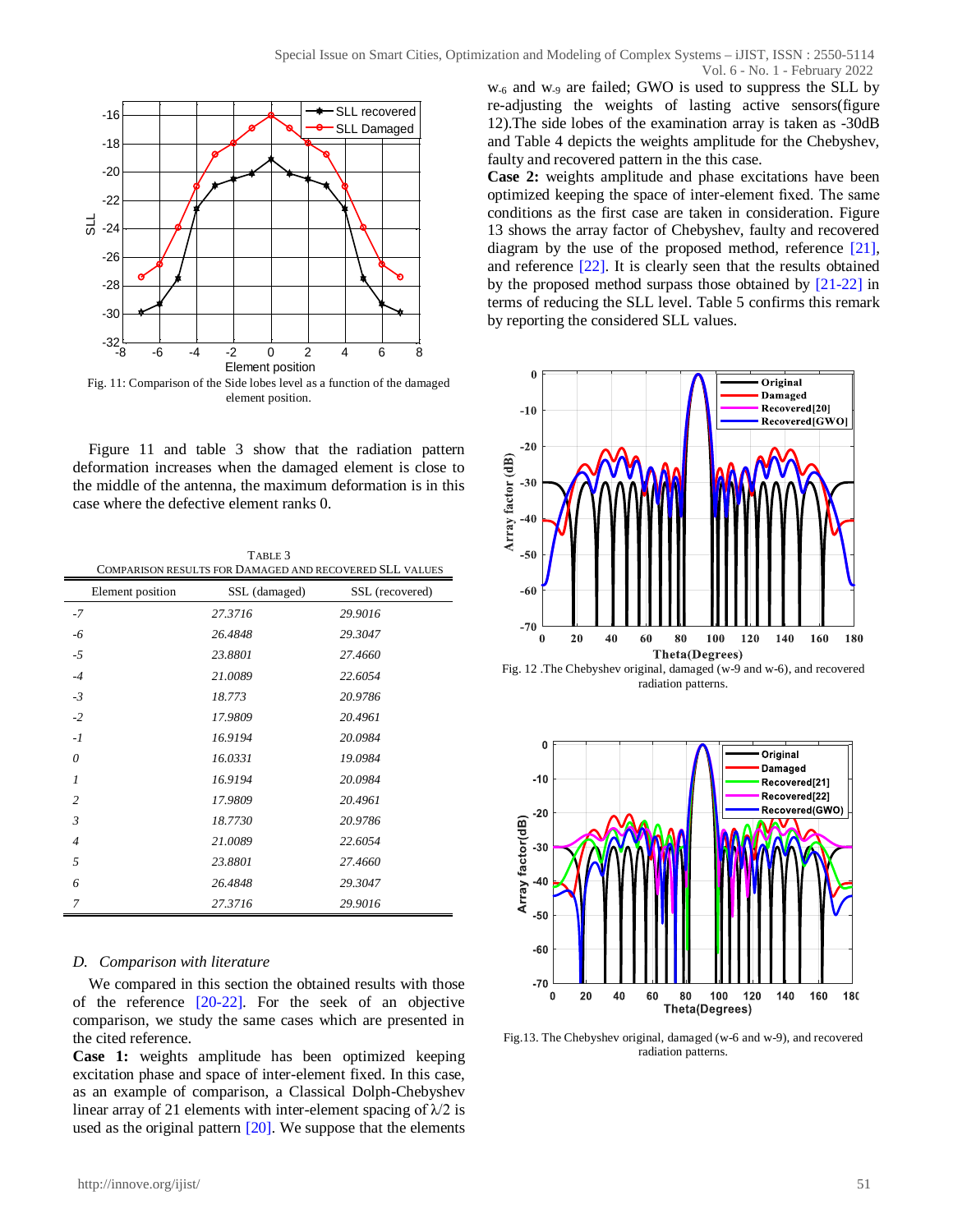Fig. 11: Comparison of the Side lobes level as a function of the damaged element position.

Figure 11 and table 3 show that the radiation pattern deformation increases when the damaged element is close to the middle of the antenna, the maximum deformation is in this case where the defective element ranks 0.

TABLE 3
COMPARISON RESULTS FOR DAMAGED AND RECOVERED SLL VALUES

| Element position | SSL (damaged) | SSL (recovered) |
|---|---|---|
| *-7* | *27.3716* | *29.9016* |
| *-6* | *26.4848* | *29.3047* |
| *-5* | *23.8801* | *27.4660* |
| *-4* | *21.0089* | *22.6054* |
| *-3* | *18.773* | *20.9786* |
| *-2* | *17.9809* | *20.4961* |
| *-1* | *16.9194* | *20.0984* |
| *0* | *16.0331* | *19.0984* |
| *1* | *16.9194* | *20.0984* |
| *2* | *17.9809* | *20.4961* |
| *3* | *18.7730* | *20.9786* |
| *4* | *21.0089* | *22.6054* |
| *5* | *23.8801* | *27.4660* |
| *6* | *26.4848* | *29.3047* |
| *7* | *27.3716* | *29.9016* |

### *D. Comparison with literature*

We compared in this section the obtained results with those of the reference [20-22]. For the seek of an objective comparison, we study the same cases which are presented in the cited reference.

**Case 1:** weights amplitude has been optimized keeping excitation phase and space of inter-element fixed. In this case, as an example of comparison, a Classical Dolph-Chebyshev linear array of 21 elements with inter-element spacing of $\lambda/2$ is used as the original pattern [20]. We suppose that the elements $w_{-6}$ and $w_{-9}$ are failed; GWO is used to suppress the SLL by re-adjusting the weights of lasting active sensors(figure 12).The side lobes of the examination array is taken as -30dB and Table 4 depicts the weights amplitude for the Chebyshev, faulty and recovered pattern in the this case.

**Case 2:** weights amplitude and phase excitations have been optimized keeping the space of inter-element fixed. The same conditions as the first case are taken in consideration. Figure 13 shows the array factor of Chebyshev, faulty and recovered diagram by the use of the proposed method, reference [21], and reference [22]. It is clearly seen that the results obtained by the proposed method surpass those obtained by [21-22] in terms of reducing the SLL level. Table 5 confirms this remark by reporting the considered SLL values.

Fig. 12 .The Chebyshev original, damaged (w-9 and w-6), and recovered radiation patterns.

Fig.13. The Chebyshev original, damaged (w-6 and w-9), and recovered radiation patterns.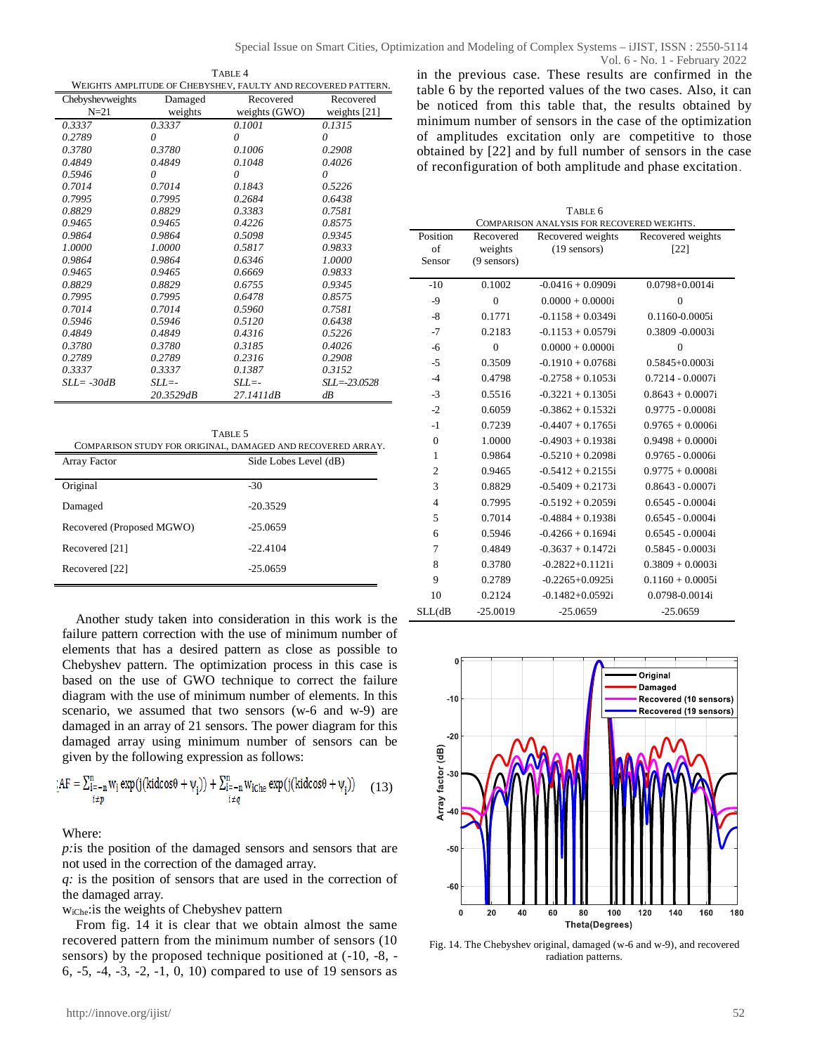TABLE 4

WEIGHTS AMPLITUDE OF CHEBYSHEV, FAULTY AND RECOVERED PATTERN.

| Chebyshevweights N=21 | Damaged weights | Recovered weights (GWO) | Recovered weights [21] |
|---|---|---|---|
| *0.3337* | *0.3337* | *0.1001* | *0.1315* |
| *0.2789* | *0* | *0* | *0* |
| *0.3780* | *0.3780* | *0.1006* | *0.2908* |
| *0.4849* | *0.4849* | *0.1048* | *0.4026* |
| *0.5946* | *0* | *0* | *0* |
| *0.7014* | *0.7014* | *0.1843* | *0.5226* |
| *0.7995* | *0.7995* | *0.2684* | *0.6438* |
| *0.8829* | *0.8829* | *0.3383* | *0.7581* |
| *0.9465* | *0.9465* | *0.4226* | *0.8575* |
| *0.9864* | *0.9864* | *0.5098* | *0.9345* |
| *1.0000* | *1.0000* | *0.5817* | *0.9833* |
| *0.9864* | *0.9864* | *0.6346* | *1.0000* |
| *0.9465* | *0.9465* | *0.6669* | *0.9833* |
| *0.8829* | *0.8829* | *0.6755* | *0.9345* |
| *0.7995* | *0.7995* | *0.6478* | *0.8575* |
| *0.7014* | *0.7014* | *0.5960* | *0.7581* |
| *0.5946* | *0.5946* | *0.5120* | *0.6438* |
| *0.4849* | *0.4849* | *0.4316* | *0.5226* |
| *0.3780* | *0.3780* | *0.3185* | *0.4026* |
| *0.2789* | *0.2789* | *0.2316* | *0.2908* |
| *0.3337* | *0.3337* | *0.1387* | *0.3152* |
| *SLL= -30dB* | *SLL=-20.3529dB* | *SLL=-27.1411dB* | *SLL=-23.0528 dB* |

TABLE 5

COMPARISON STUDY FOR ORIGINAL, DAMAGED AND RECOVERED ARRAY.

| Array Factor | Side Lobes Level (dB) |
|---|---|
| Original | -30 |
| Damaged | -20.3529 |
| Recovered (Proposed MGWO) | -25.0659 |
| Recovered [21] | -22.4104 |
| Recovered [22] | -25.0659 |

Another study taken into consideration in this work is the failure pattern correction with the use of minimum number of elements that has a desired pattern as close as possible to Chebyshev pattern. The optimization process in this case is based on the use of GWO technique to correct the failure diagram with the use of minimum number of elements. In this scenario, we assumed that two sensors (w-6 and w-9) are damaged in an array of 21 sensors. The power diagram for this damaged array using minimum number of sensors can be given by the following expression as follows:

$$AF = \sum_{\substack{i=-n \\ i\neq p}}^{n} w_i \exp(j(kidcos\theta + \psi_i)) + \sum_{\substack{i=-n \\ i\neq q}}^{n} w_{iChe} \exp(j(kidcos\theta + \psi_i)) \quad (13)$$

Where:

*p:* is the position of the damaged sensors and sensors that are not used in the correction of the damaged array.

*q:* is the position of sensors that are used in the correction of the damaged array.

$w_{iChe}$: is the weights of Chebyshev pattern

From fig. 14 it is clear that we obtain almost the same recovered pattern from the minimum number of sensors (10 sensors) by the proposed technique positioned at (-10, -8, -6, -5, -4, -3, -2, -1, 0, 10) compared to use of 19 sensors as in the previous case. These results are confirmed in the table 6 by the reported values of the two cases. Also, it can be noticed from this table that, the results obtained by minimum number of sensors in the case of the optimization of amplitudes excitation only are competitive to those obtained by [22] and by full number of sensors in the case of reconfiguration of both amplitude and phase excitation.

TABLE 6

COMPARISON ANALYSIS FOR RECOVERED WEIGHTS.

| Position of Sensor | Recovered weights (9 sensors) | Recovered weights (19 sensors) | Recovered weights [22] |
|---|---|---|---|
| -10 | 0.1002 | -0.0416 + 0.0909i | 0.0798+0.0014i |
| -9 | 0 | 0.0000 + 0.0000i | 0 |
| -8 | 0.1771 | -0.1158 + 0.0349i | 0.1160-0.0005i |
| -7 | 0.2183 | -0.1153 + 0.0579i | 0.3809 -0.0003i |
| -6 | 0 | 0.0000 + 0.0000i | 0 |
| -5 | 0.3509 | -0.1910 + 0.0768i | 0.5845+0.0003i |
| -4 | 0.4798 | -0.2758 + 0.1053i | 0.7214 - 0.0007i |
| -3 | 0.5516 | -0.3221 + 0.1305i | 0.8643 + 0.0007i |
| -2 | 0.6059 | -0.3862 + 0.1532i | 0.9775 - 0.0008i |
| -1 | 0.7239 | -0.4407 + 0.1765i | 0.9765 + 0.0006i |
| 0 | 1.0000 | -0.4903 + 0.1938i | 0.9498 + 0.0000i |
| 1 | 0.9864 | -0.5210 + 0.2098i | 0.9765 - 0.0006i |
| 2 | 0.9465 | -0.5412 + 0.2155i | 0.9775 + 0.0008i |
| 3 | 0.8829 | -0.5409 + 0.2173i | 0.8643 - 0.0007i |
| 4 | 0.7995 | -0.5192 + 0.2059i | 0.6545 - 0.0004i |
| 5 | 0.7014 | -0.4884 + 0.1938i | 0.6545 - 0.0004i |
| 6 | 0.5946 | -0.4266 + 0.1694i | 0.6545 - 0.0004i |
| 7 | 0.4849 | -0.3637 + 0.1472i | 0.5845 - 0.0003i |
| 8 | 0.3780 | -0.2822+0.1121i | 0.3809 + 0.0003i |
| 9 | 0.2789 | -0.2265+0.0925i | 0.1160 + 0.0005i |
| 10 | 0.2124 | -0.1482+0.0592i | 0.0798-0.0014i |
| SLL(dB | -25.0019 | -25.0659 | -25.0659 |

Fig. 14. The Chebyshev original, damaged (w-6 and w-9), and recovered radiation patterns.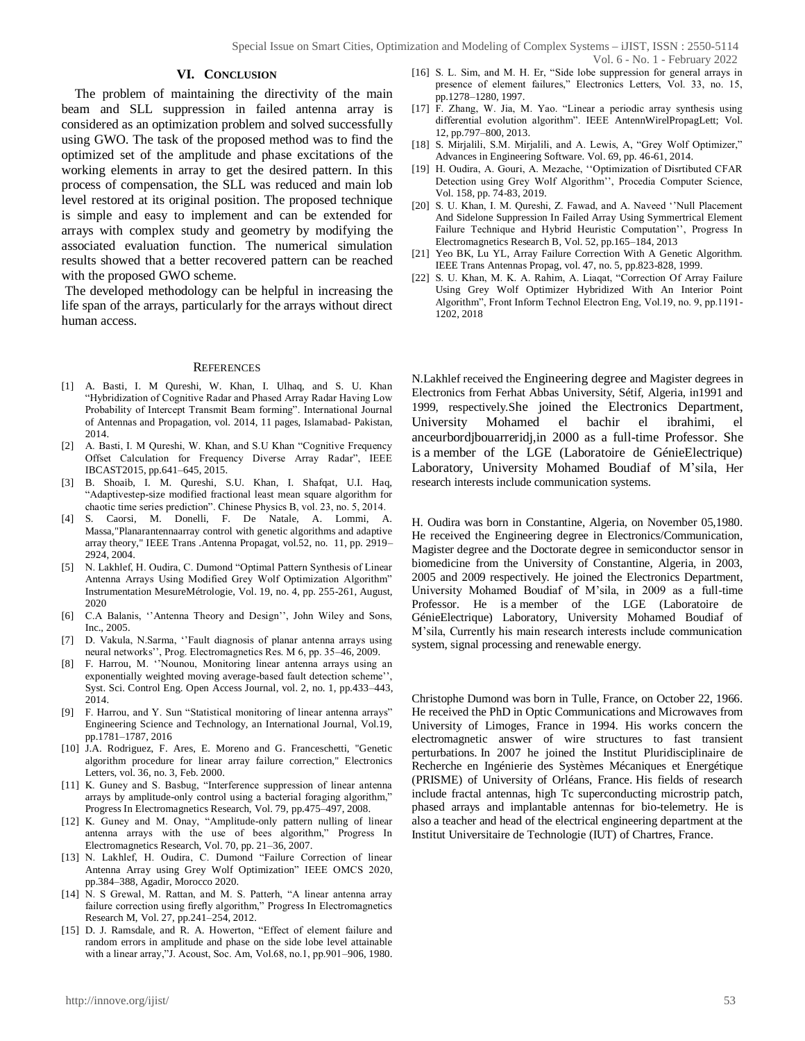## VI. Conclusion

The problem of maintaining the directivity of the main beam and SLL suppression in failed antenna array is considered as an optimization problem and solved successfully using GWO. The task of the proposed method was to find the optimized set of the amplitude and phase excitations of the working elements in array to get the desired pattern. In this process of compensation, the SLL was reduced and main lob level restored at its original position. The proposed technique is simple and easy to implement and can be extended for arrays with complex study and geometry by modifying the associated evaluation function. The numerical simulation results showed that a better recovered pattern can be reached with the proposed GWO scheme.

The developed methodology can be helpful in increasing the life span of the arrays, particularly for the arrays without direct human access.

## References

[1] A. Basti, I. M Qureshi, W. Khan, I. Ulhaq, and S. U. Khan "Hybridization of Cognitive Radar and Phased Array Radar Having Low Probability of Intercept Transmit Beam forming". International Journal of Antennas and Propagation, vol. 2014, 11 pages, Islamabad- Pakistan, 2014.

[2] A. Basti, I. M Qureshi, W. Khan, and S.U Khan "Cognitive Frequency Offset Calculation for Frequency Diverse Array Radar", IEEE IBCAST2015, pp.641–645, 2015.

[3] B. Shoaib, I. M. Qureshi, S.U. Khan, I. Shafqat, U.I. Haq, "Adaptivestep-size modified fractional least mean square algorithm for chaotic time series prediction". Chinese Physics B, vol. 23, no. 5, 2014.

[4] S. Caorsi, M. Donelli, F. De Natale, A. Lommi, A. Massa,"Planarantennaarray control with genetic algorithms and adaptive array theory," IEEE Trans .Antenna Propagat, vol.52, no. 11, pp. 2919–2924, 2004.

[5] N. Lakhlef, H. Oudira, C. Dumond "Optimal Pattern Synthesis of Linear Antenna Arrays Using Modified Grey Wolf Optimization Algorithm" Instrumentation MesureMétrologie, Vol. 19, no. 4, pp. 255-261, August, 2020

[6] C.A Balanis, ''Antenna Theory and Design'', John Wiley and Sons, Inc., 2005.

[7] D. Vakula, N.Sarma, ''Fault diagnosis of planar antenna arrays using neural networks'', Prog. Electromagnetics Res. M 6, pp. 35–46, 2009.

[8] F. Harrou, M. ''Nounou, Monitoring linear antenna arrays using an exponentially weighted moving average-based fault detection scheme'', Syst. Sci. Control Eng. Open Access Journal, vol. 2, no. 1, pp.433–443, 2014.

[9] F. Harrou, and Y. Sun "Statistical monitoring of linear antenna arrays" Engineering Science and Technology, an International Journal, Vol.19, pp.1781–1787, 2016

[10] J.A. Rodriguez, F. Ares, E. Moreno and G. Franceschetti, "Genetic algorithm procedure for linear array failure correction," Electronics Letters, vol. 36, no. 3, Feb. 2000.

[11] K. Guney and S. Basbug, "Interference suppression of linear antenna arrays by amplitude-only control using a bacterial foraging algorithm," Progress In Electromagnetics Research, Vol. 79, pp.475–497, 2008.

[12] K. Guney and M. Onay, "Amplitude-only pattern nulling of linear antenna arrays with the use of bees algorithm," Progress In Electromagnetics Research, Vol. 70, pp. 21–36, 2007.

[13] N. Lakhlef, H. Oudira, C. Dumond "Failure Correction of linear Antenna Array using Grey Wolf Optimization" IEEE OMCS 2020, pp.384–388, Agadir, Morocco 2020.

[14] N. S Grewal, M. Rattan, and M. S. Patterh, "A linear antenna array failure correction using firefly algorithm," Progress In Electromagnetics Research M, Vol. 27, pp.241–254, 2012.

[15] D. J. Ramsdale, and R. A. Howerton, "Effect of element failure and random errors in amplitude and phase on the side lobe level attainable with a linear array,"J. Acoust, Soc. Am, Vol.68, no.1, pp.901–906, 1980.

[16] S. L. Sim, and M. H. Er, "Side lobe suppression for general arrays in presence of element failures," Electronics Letters, Vol. 33, no. 15, pp.1278–1280, 1997.

[17] F. Zhang, W. Jia, M. Yao. "Linear a periodic array synthesis using differential evolution algorithm". IEEE AntennWirelPropagLett; Vol. 12, pp.797–800, 2013.

[18] S. Mirjalili, S.M. Mirjalili, and A. Lewis, A, "Grey Wolf Optimizer," Advances in Engineering Software. Vol. 69, pp. 46-61, 2014.

[19] H. Oudira, A. Gouri, A. Mezache, ''Optimization of Disrtibuted CFAR Detection using Grey Wolf Algorithm'', Procedia Computer Science, Vol. 158, pp. 74-83, 2019.

[20] S. U. Khan, I. M. Qureshi, Z. Fawad, and A. Naveed ''Null Placement And Sidelone Suppression In Failed Array Using Symmertrical Element Failure Technique and Hybrid Heuristic Computation'', Progress In Electromagnetics Research B, Vol. 52, pp.165–184, 2013

[21] Yeo BK, Lu YL, Array Failure Correction With A Genetic Algorithm. IEEE Trans Antennas Propag, vol. 47, no. 5, pp.823-828, 1999.

[22] S. U. Khan, M. K. A. Rahim, A. Liaqat, "Correction Of Array Failure Using Grey Wolf Optimizer Hybridized With An Interior Point Algorithm", Front Inform Technol Electron Eng, Vol.19, no. 9, pp.1191-1202, 2018

N.Lakhlef received the Engineering degree and Magister degrees in Electronics from Ferhat Abbas University, Sétif, Algeria, in1991 and 1999, respectively.She joined the Electronics Department, University Mohamed el bachir el ibrahimi, el anceurbordjbouarreridj,in 2000 as a full-time Professor. She is a member of the LGE (Laboratoire de GénieElectrique) Laboratory, University Mohamed Boudiaf of M'sila, Her research interests include communication systems.

H. Oudira was born in Constantine, Algeria, on November 05,1980. He received the Engineering degree in Electronics/Communication, Magister degree and the Doctorate degree in semiconductor sensor in biomedicine from the University of Constantine, Algeria, in 2003, 2005 and 2009 respectively. He joined the Electronics Department, University Mohamed Boudiaf of M'sila, in 2009 as a full-time Professor. He is a member of the LGE (Laboratoire de GénieElectrique) Laboratory, University Mohamed Boudiaf of M'sila, Currently his main research interests include communication system, signal processing and renewable energy.

Christophe Dumond was born in Tulle, France, on October 22, 1966. He received the PhD in Optic Communications and Microwaves from University of Limoges, France in 1994. His works concern the electromagnetic answer of wire structures to fast transient perturbations. In 2007 he joined the Institut Pluridisciplinaire de Recherche en Ingénierie des Systèmes Mécaniques et Energétique (PRISME) of University of Orléans, France. His fields of research include fractal antennas, high Tc superconducting microstrip patch, phased arrays and implantable antennas for bio-telemetry. He is also a teacher and head of the electrical engineering department at the Institut Universitaire de Technologie (IUT) of Chartres, France.